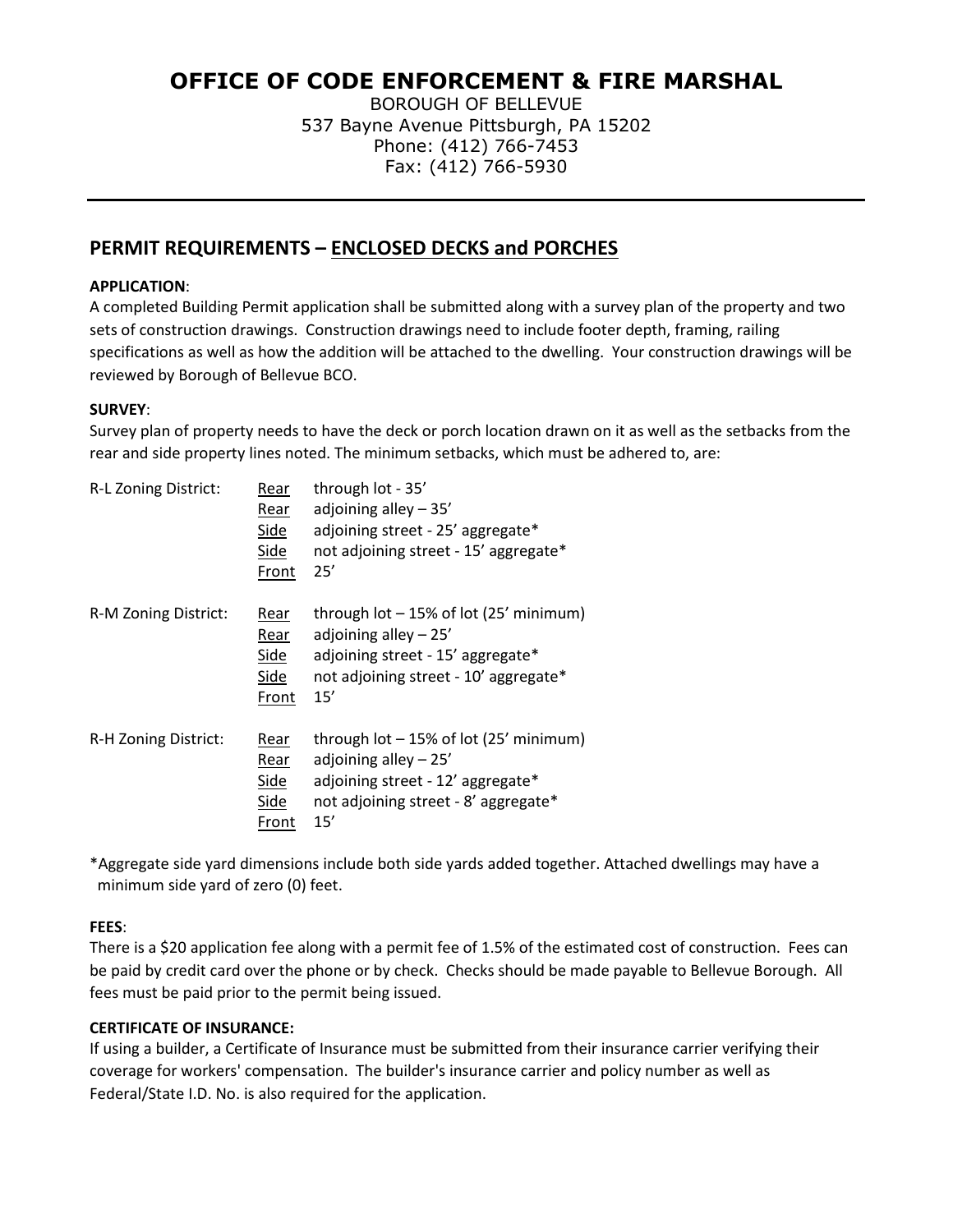# OFFICE OF CODE ENFORCEMENT & FIRE MARSHAL

BOROUGH OF BELLEVUE
537 Bayne Avenue Pittsburgh, PA 15202
Phone: (412) 766-7453
Fax: (412) 766-5930

---

## PERMIT REQUIREMENTS – ENCLOSED DECKS and PORCHES

**APPLICATION**:
A completed Building Permit application shall be submitted along with a survey plan of the property and two sets of construction drawings. Construction drawings need to include footer depth, framing, railing specifications as well as how the addition will be attached to the dwelling. Your construction drawings will be reviewed by Borough of Bellevue BCO.

**SURVEY**:
Survey plan of property needs to have the deck or porch location drawn on it as well as the setbacks from the rear and side property lines noted. The minimum setbacks, which must be adhered to, are:

| | | |
|---|---|---|
| R-L Zoning District: | Rear | through lot - 35’ |
| | Rear | adjoining alley – 35’ |
| | Side | adjoining street - 25’ aggregate* |
| | Side | not adjoining street - 15’ aggregate* |
| | Front | 25’ |
| R-M Zoning District: | Rear | through lot – 15% of lot (25’ minimum) |
| | Rear | adjoining alley – 25’ |
| | Side | adjoining street - 15’ aggregate* |
| | Side | not adjoining street - 10’ aggregate* |
| | Front | 15’ |
| R-H Zoning District: | Rear | through lot – 15% of lot (25’ minimum) |
| | Rear | adjoining alley – 25’ |
| | Side | adjoining street - 12’ aggregate* |
| | Side | not adjoining street - 8’ aggregate* |
| | Front | 15’ |

*Aggregate side yard dimensions include both side yards added together. Attached dwellings may have a minimum side yard of zero (0) feet.

**FEES**:
There is a $20 application fee along with a permit fee of 1.5% of the estimated cost of construction. Fees can be paid by credit card over the phone or by check. Checks should be made payable to Bellevue Borough. All fees must be paid prior to the permit being issued.

**CERTIFICATE OF INSURANCE:**
If using a builder, a Certificate of Insurance must be submitted from their insurance carrier verifying their coverage for workers' compensation. The builder's insurance carrier and policy number as well as Federal/State I.D. No. is also required for the application.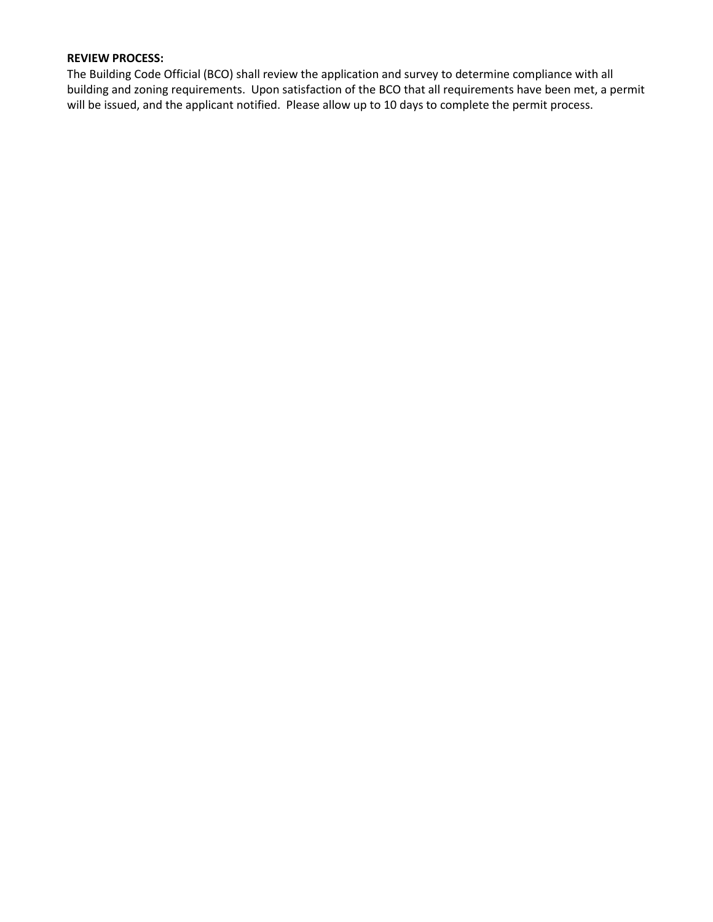**REVIEW PROCESS:**

The Building Code Official (BCO) shall review the application and survey to determine compliance with all building and zoning requirements. Upon satisfaction of the BCO that all requirements have been met, a permit will be issued, and the applicant notified. Please allow up to 10 days to complete the permit process.